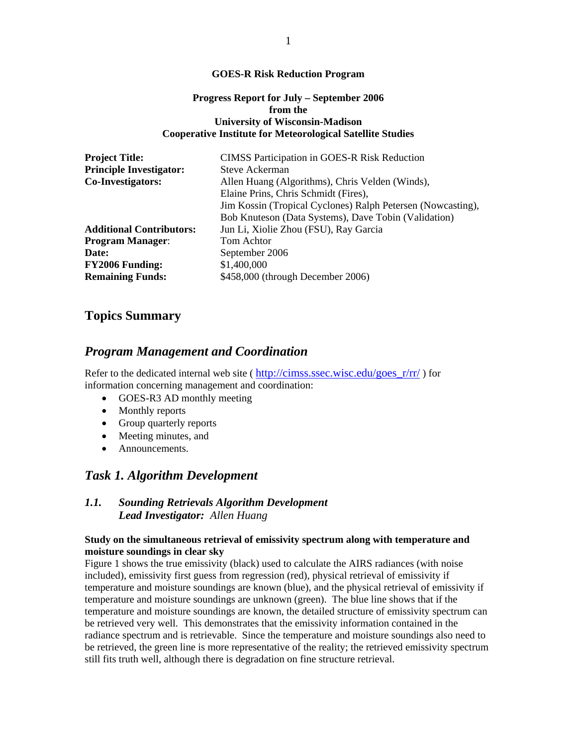**GOES-R Risk Reduction Program**

**Progress Report for July – September 2006**
**from the**
**University of Wisconsin-Madison**
**Cooperative Institute for Meteorological Satellite Studies**

| | |
|---|---|
| **Project Title:** | CIMSS Participation in GOES-R Risk Reduction |
| **Principle Investigator:** | Steve Ackerman |
| **Co-Investigators:** | Allen Huang (Algorithms), Chris Velden (Winds), Elaine Prins, Chris Schmidt (Fires), Jim Kossin (Tropical Cyclones) Ralph Petersen (Nowcasting), Bob Knuteson (Data Systems), Dave Tobin (Validation) |
| **Additional Contributors:** | Jun Li, Xiolie Zhou (FSU), Ray Garcia |
| **Program Manager**: | Tom Achtor |
| **Date:** | September 2006 |
| **FY2006 Funding:** | $1,400,000 |
| **Remaining Funds:** | $458,000 (through December 2006) |

## Topics Summary

## *Program Management and Coordination*

Refer to the dedicated internal web site ( http://cimss.ssec.wisc.edu/goes_r/rr/ ) for information concerning management and coordination:

- GOES-R3 AD monthly meeting
- Monthly reports
- Group quarterly reports
- Meeting minutes, and
- Announcements.

## *Task 1. Algorithm Development*

### *1.1. Sounding Retrievals Algorithm Development*
### ***Lead Investigator:*** *Allen Huang*

**Study on the simultaneous retrieval of emissivity spectrum along with temperature and moisture soundings in clear sky**

Figure 1 shows the true emissivity (black) used to calculate the AIRS radiances (with noise included), emissivity first guess from regression (red), physical retrieval of emissivity if temperature and moisture soundings are known (blue), and the physical retrieval of emissivity if temperature and moisture soundings are unknown (green). The blue line shows that if the temperature and moisture soundings are known, the detailed structure of emissivity spectrum can be retrieved very well. This demonstrates that the emissivity information contained in the radiance spectrum and is retrievable. Since the temperature and moisture soundings also need to be retrieved, the green line is more representative of the reality; the retrieved emissivity spectrum still fits truth well, although there is degradation on fine structure retrieval.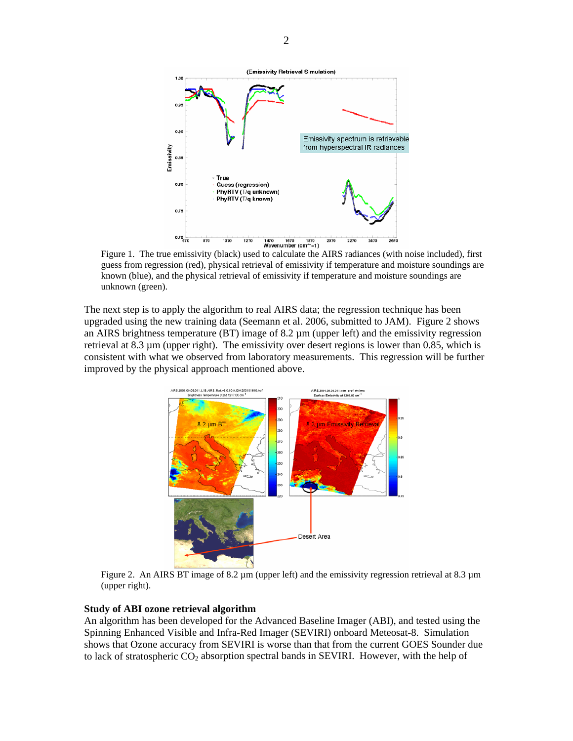Figure 1. The true emissivity (black) used to calculate the AIRS radiances (with noise included), first guess from regression (red), physical retrieval of emissivity if temperature and moisture soundings are known (blue), and the physical retrieval of emissivity if temperature and moisture soundings are unknown (green).

The next step is to apply the algorithm to real AIRS data; the regression technique has been upgraded using the new training data (Seemann et al. 2006, submitted to JAM). Figure 2 shows an AIRS brightness temperature (BT) image of 8.2 µm (upper left) and the emissivity regression retrieval at 8.3 µm (upper right). The emissivity over desert regions is lower than 0.85, which is consistent with what we observed from laboratory measurements. This regression will be further improved by the physical approach mentioned above.

Figure 2. An AIRS BT image of 8.2 µm (upper left) and the emissivity regression retrieval at 8.3 µm (upper right).

**Study of ABI ozone retrieval algorithm**

An algorithm has been developed for the Advanced Baseline Imager (ABI), and tested using the Spinning Enhanced Visible and Infra-Red Imager (SEVIRI) onboard Meteosat-8. Simulation shows that Ozone accuracy from SEVIRI is worse than that from the current GOES Sounder due to lack of stratospheric $CO_2$ absorption spectral bands in SEVIRI. However, with the help of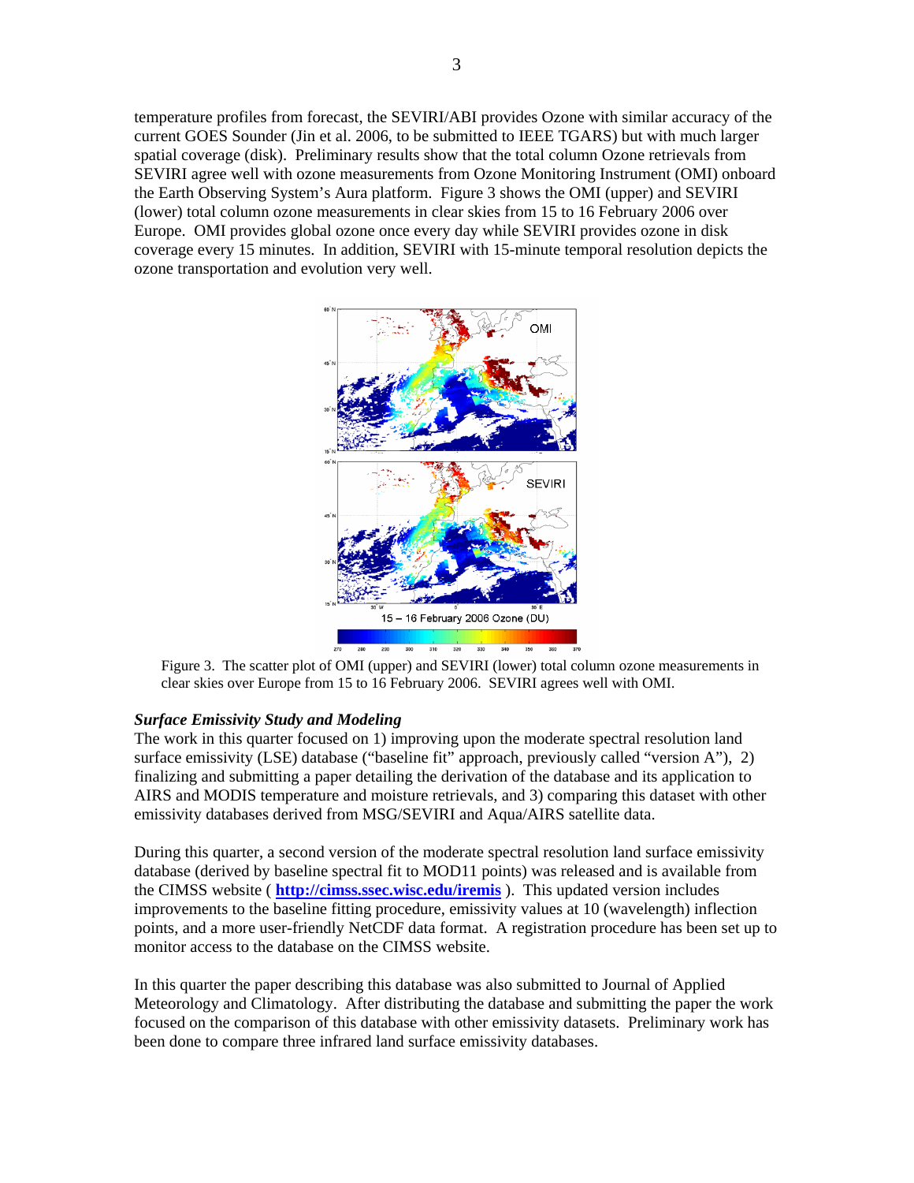temperature profiles from forecast, the SEVIRI/ABI provides Ozone with similar accuracy of the current GOES Sounder (Jin et al. 2006, to be submitted to IEEE TGARS) but with much larger spatial coverage (disk). Preliminary results show that the total column Ozone retrievals from SEVIRI agree well with ozone measurements from Ozone Monitoring Instrument (OMI) onboard the Earth Observing System's Aura platform. Figure 3 shows the OMI (upper) and SEVIRI (lower) total column ozone measurements in clear skies from 15 to 16 February 2006 over Europe. OMI provides global ozone once every day while SEVIRI provides ozone in disk coverage every 15 minutes. In addition, SEVIRI with 15-minute temporal resolution depicts the ozone transportation and evolution very well.

Figure 3. The scatter plot of OMI (upper) and SEVIRI (lower) total column ozone measurements in clear skies over Europe from 15 to 16 February 2006. SEVIRI agrees well with OMI.

***Surface Emissivity Study and Modeling***

The work in this quarter focused on 1) improving upon the moderate spectral resolution land surface emissivity (LSE) database ("baseline fit" approach, previously called "version A"), 2) finalizing and submitting a paper detailing the derivation of the database and its application to AIRS and MODIS temperature and moisture retrievals, and 3) comparing this dataset with other emissivity databases derived from MSG/SEVIRI and Aqua/AIRS satellite data.

During this quarter, a second version of the moderate spectral resolution land surface emissivity database (derived by baseline spectral fit to MOD11 points) was released and is available from the CIMSS website ( **http://cimss.ssec.wisc.edu/iremis** ). This updated version includes improvements to the baseline fitting procedure, emissivity values at 10 (wavelength) inflection points, and a more user-friendly NetCDF data format. A registration procedure has been set up to monitor access to the database on the CIMSS website.

In this quarter the paper describing this database was also submitted to Journal of Applied Meteorology and Climatology. After distributing the database and submitting the paper the work focused on the comparison of this database with other emissivity datasets. Preliminary work has been done to compare three infrared land surface emissivity databases.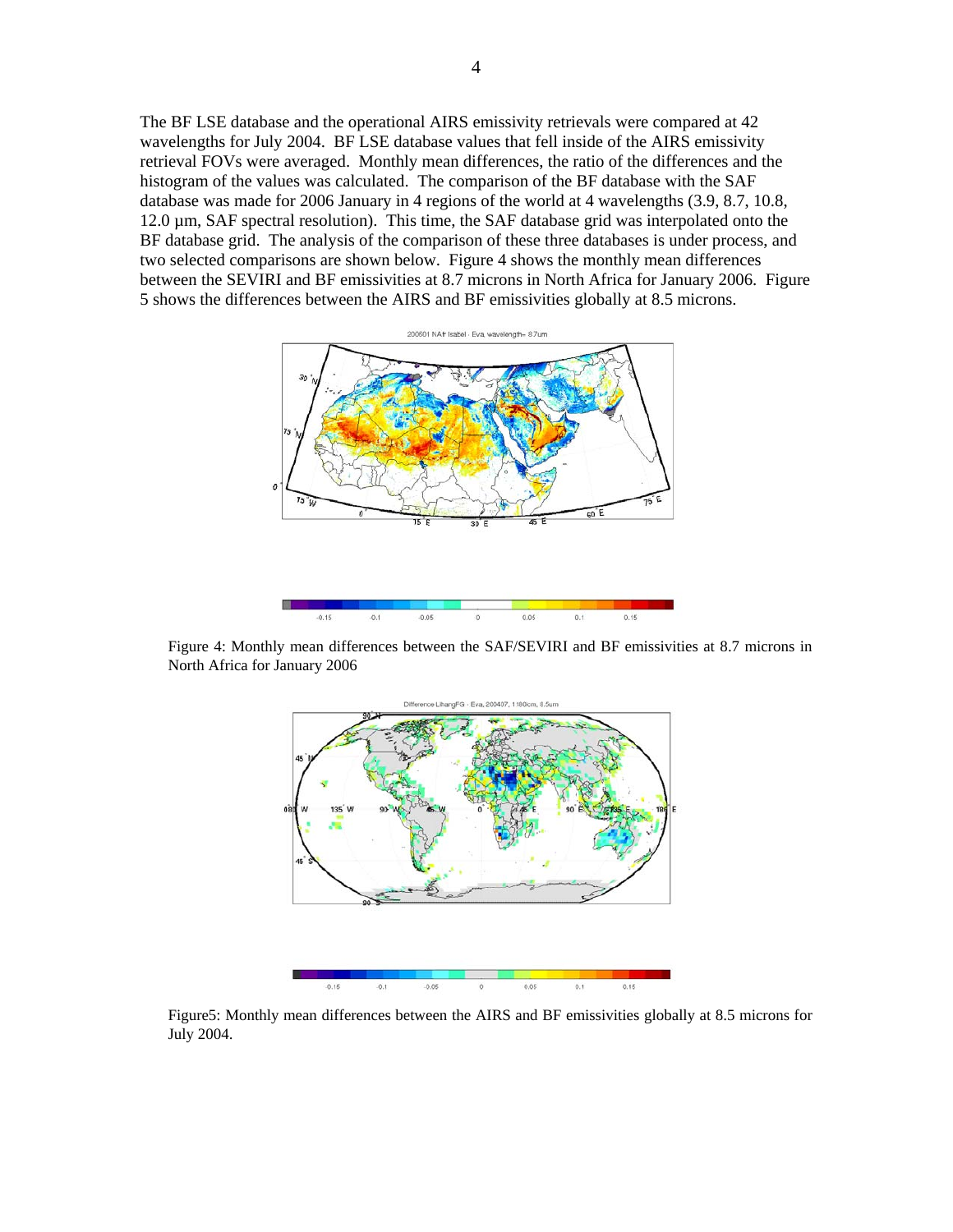The BF LSE database and the operational AIRS emissivity retrievals were compared at 42 wavelengths for July 2004. BF LSE database values that fell inside of the AIRS emissivity retrieval FOVs were averaged. Monthly mean differences, the ratio of the differences and the histogram of the values was calculated. The comparison of the BF database with the SAF database was made for 2006 January in 4 regions of the world at 4 wavelengths (3.9, 8.7, 10.8, 12.0 µm, SAF spectral resolution). This time, the SAF database grid was interpolated onto the BF database grid. The analysis of the comparison of these three databases is under process, and two selected comparisons are shown below. Figure 4 shows the monthly mean differences between the SEVIRI and BF emissivities at 8.7 microns in North Africa for January 2006. Figure 5 shows the differences between the AIRS and BF emissivities globally at 8.5 microns.

Figure 4: Monthly mean differences between the SAF/SEVIRI and BF emissivities at 8.7 microns in North Africa for January 2006

Figure5: Monthly mean differences between the AIRS and BF emissivities globally at 8.5 microns for July 2004.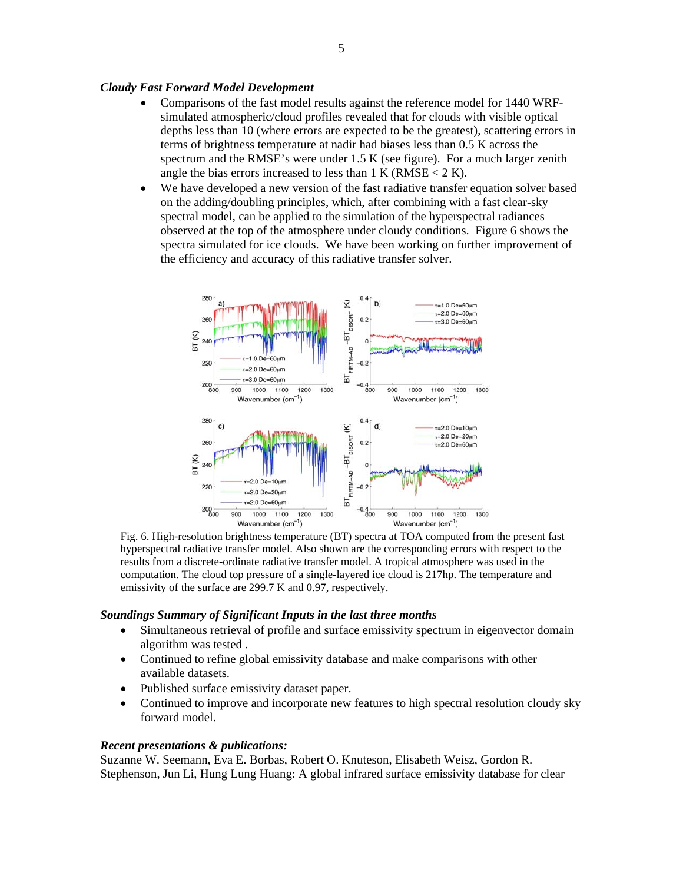### *Cloudy Fast Forward Model Development*

- Comparisons of the fast model results against the reference model for 1440 WRF-simulated atmospheric/cloud profiles revealed that for clouds with visible optical depths less than 10 (where errors are expected to be the greatest), scattering errors in terms of brightness temperature at nadir had biases less than 0.5 K across the spectrum and the RMSE's were under 1.5 K (see figure). For a much larger zenith angle the bias errors increased to less than 1 K (RMSE < 2 K).
- We have developed a new version of the fast radiative transfer equation solver based on the adding/doubling principles, which, after combining with a fast clear-sky spectral model, can be applied to the simulation of the hyperspectral radiances observed at the top of the atmosphere under cloudy conditions. Figure 6 shows the spectra simulated for ice clouds. We have been working on further improvement of the efficiency and accuracy of this radiative transfer solver.

Fig. 6. High-resolution brightness temperature (BT) spectra at TOA computed from the present fast hyperspectral radiative transfer model. Also shown are the corresponding errors with respect to the results from a discrete-ordinate radiative transfer model. A tropical atmosphere was used in the computation. The cloud top pressure of a single-layered ice cloud is 217hp. The temperature and emissivity of the surface are 299.7 K and 0.97, respectively.

### *Soundings Summary of Significant Inputs in the last three months*

- Simultaneous retrieval of profile and surface emissivity spectrum in eigenvector domain algorithm was tested .
- Continued to refine global emissivity database and make comparisons with other available datasets.
- Published surface emissivity dataset paper.
- Continued to improve and incorporate new features to high spectral resolution cloudy sky forward model.

### *Recent presentations & publications:*

Suzanne W. Seemann, Eva E. Borbas, Robert O. Knuteson, Elisabeth Weisz, Gordon R. Stephenson, Jun Li, Hung Lung Huang: A global infrared surface emissivity database for clear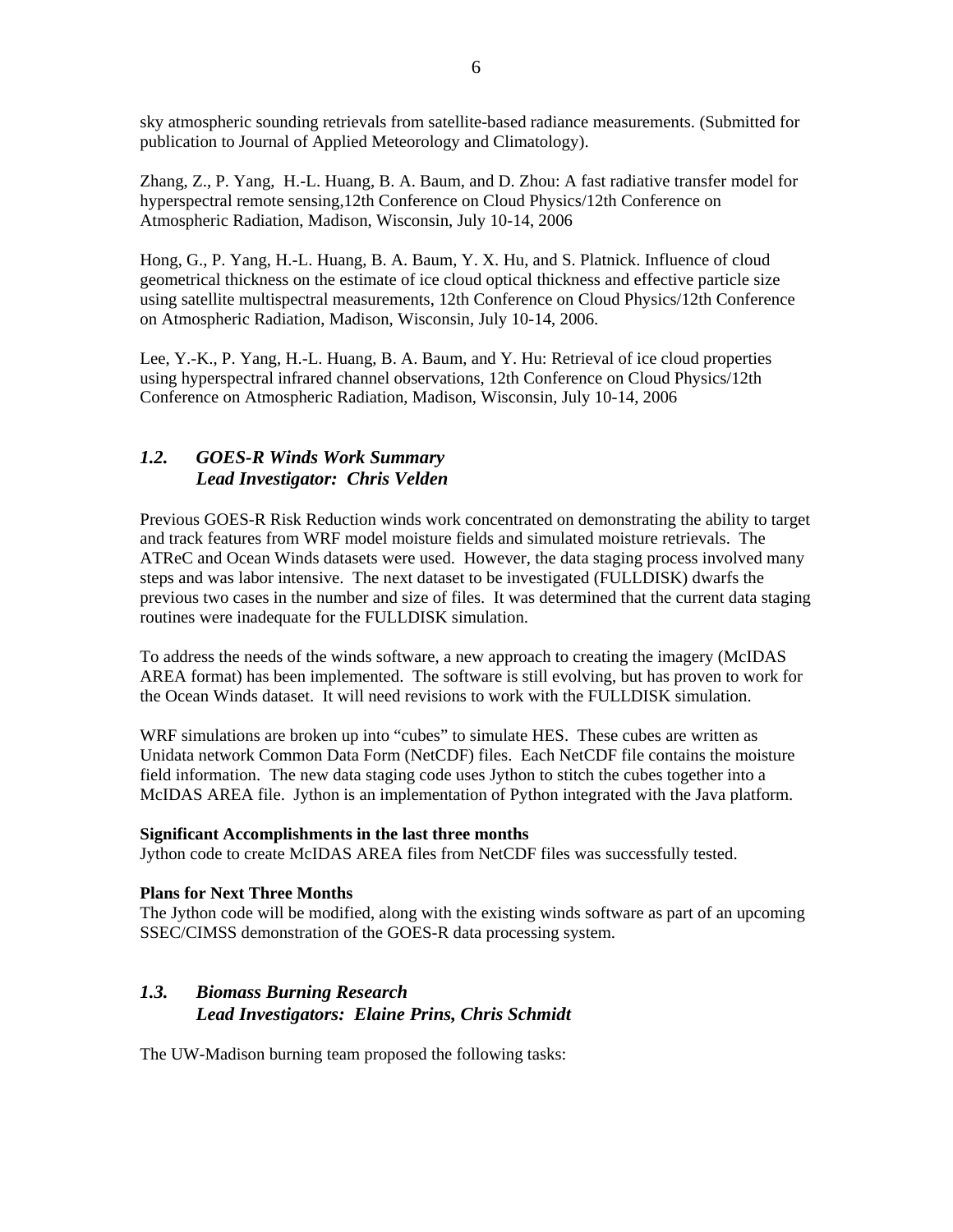sky atmospheric sounding retrievals from satellite-based radiance measurements. (Submitted for publication to Journal of Applied Meteorology and Climatology).

Zhang, Z., P. Yang, H.-L. Huang, B. A. Baum, and D. Zhou: A fast radiative transfer model for hyperspectral remote sensing,12th Conference on Cloud Physics/12th Conference on Atmospheric Radiation, Madison, Wisconsin, July 10-14, 2006

Hong, G., P. Yang, H.-L. Huang, B. A. Baum, Y. X. Hu, and S. Platnick. Influence of cloud geometrical thickness on the estimate of ice cloud optical thickness and effective particle size using satellite multispectral measurements, 12th Conference on Cloud Physics/12th Conference on Atmospheric Radiation, Madison, Wisconsin, July 10-14, 2006.

Lee, Y.-K., P. Yang, H.-L. Huang, B. A. Baum, and Y. Hu: Retrieval of ice cloud properties using hyperspectral infrared channel observations, 12th Conference on Cloud Physics/12th Conference on Atmospheric Radiation, Madison, Wisconsin, July 10-14, 2006

## *1.2. GOES-R Winds Work Summary*
### *Lead Investigator: Chris Velden*

Previous GOES-R Risk Reduction winds work concentrated on demonstrating the ability to target and track features from WRF model moisture fields and simulated moisture retrievals. The ATReC and Ocean Winds datasets were used. However, the data staging process involved many steps and was labor intensive. The next dataset to be investigated (FULLDISK) dwarfs the previous two cases in the number and size of files. It was determined that the current data staging routines were inadequate for the FULLDISK simulation.

To address the needs of the winds software, a new approach to creating the imagery (McIDAS AREA format) has been implemented. The software is still evolving, but has proven to work for the Ocean Winds dataset. It will need revisions to work with the FULLDISK simulation.

WRF simulations are broken up into "cubes" to simulate HES. These cubes are written as Unidata network Common Data Form (NetCDF) files. Each NetCDF file contains the moisture field information. The new data staging code uses Jython to stitch the cubes together into a McIDAS AREA file. Jython is an implementation of Python integrated with the Java platform.

**Significant Accomplishments in the last three months**
Jython code to create McIDAS AREA files from NetCDF files was successfully tested.

**Plans for Next Three Months**
The Jython code will be modified, along with the existing winds software as part of an upcoming SSEC/CIMSS demonstration of the GOES-R data processing system.

## *1.3. Biomass Burning Research*
### *Lead Investigators: Elaine Prins, Chris Schmidt*

The UW-Madison burning team proposed the following tasks: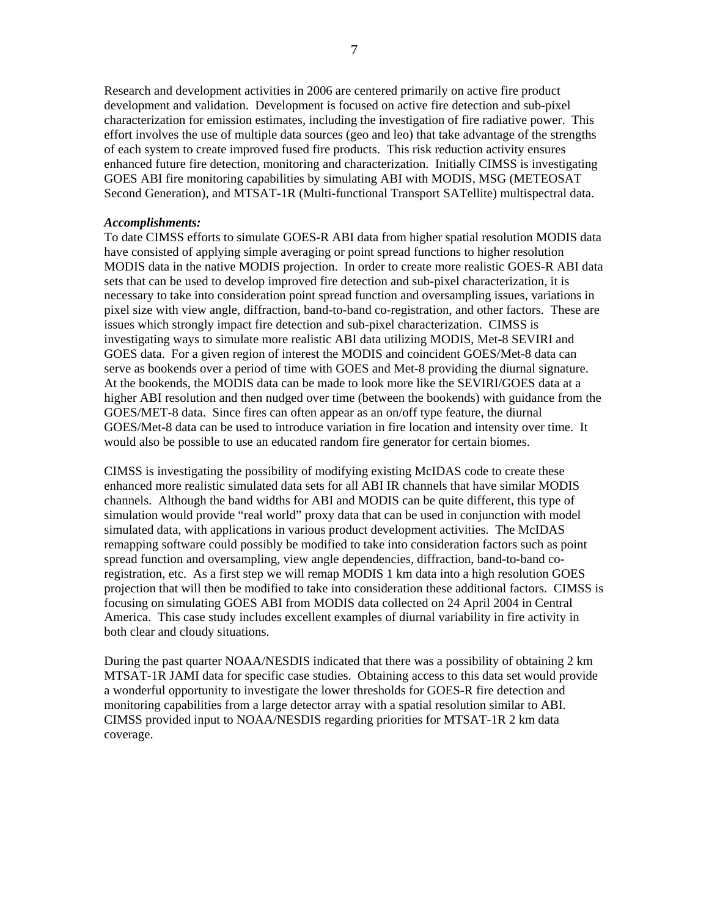Research and development activities in 2006 are centered primarily on active fire product development and validation. Development is focused on active fire detection and sub-pixel characterization for emission estimates, including the investigation of fire radiative power. This effort involves the use of multiple data sources (geo and leo) that take advantage of the strengths of each system to create improved fused fire products. This risk reduction activity ensures enhanced future fire detection, monitoring and characterization. Initially CIMSS is investigating GOES ABI fire monitoring capabilities by simulating ABI with MODIS, MSG (METEOSAT Second Generation), and MTSAT-1R (Multi-functional Transport SATellite) multispectral data.

***Accomplishments:***

To date CIMSS efforts to simulate GOES-R ABI data from higher spatial resolution MODIS data have consisted of applying simple averaging or point spread functions to higher resolution MODIS data in the native MODIS projection. In order to create more realistic GOES-R ABI data sets that can be used to develop improved fire detection and sub-pixel characterization, it is necessary to take into consideration point spread function and oversampling issues, variations in pixel size with view angle, diffraction, band-to-band co-registration, and other factors. These are issues which strongly impact fire detection and sub-pixel characterization. CIMSS is investigating ways to simulate more realistic ABI data utilizing MODIS, Met-8 SEVIRI and GOES data. For a given region of interest the MODIS and coincident GOES/Met-8 data can serve as bookends over a period of time with GOES and Met-8 providing the diurnal signature. At the bookends, the MODIS data can be made to look more like the SEVIRI/GOES data at a higher ABI resolution and then nudged over time (between the bookends) with guidance from the GOES/MET-8 data. Since fires can often appear as an on/off type feature, the diurnal GOES/Met-8 data can be used to introduce variation in fire location and intensity over time. It would also be possible to use an educated random fire generator for certain biomes.

CIMSS is investigating the possibility of modifying existing McIDAS code to create these enhanced more realistic simulated data sets for all ABI IR channels that have similar MODIS channels. Although the band widths for ABI and MODIS can be quite different, this type of simulation would provide "real world" proxy data that can be used in conjunction with model simulated data, with applications in various product development activities. The McIDAS remapping software could possibly be modified to take into consideration factors such as point spread function and oversampling, view angle dependencies, diffraction, band-to-band co-registration, etc. As a first step we will remap MODIS 1 km data into a high resolution GOES projection that will then be modified to take into consideration these additional factors. CIMSS is focusing on simulating GOES ABI from MODIS data collected on 24 April 2004 in Central America. This case study includes excellent examples of diurnal variability in fire activity in both clear and cloudy situations.

During the past quarter NOAA/NESDIS indicated that there was a possibility of obtaining 2 km MTSAT-1R JAMI data for specific case studies. Obtaining access to this data set would provide a wonderful opportunity to investigate the lower thresholds for GOES-R fire detection and monitoring capabilities from a large detector array with a spatial resolution similar to ABI. CIMSS provided input to NOAA/NESDIS regarding priorities for MTSAT-1R 2 km data coverage.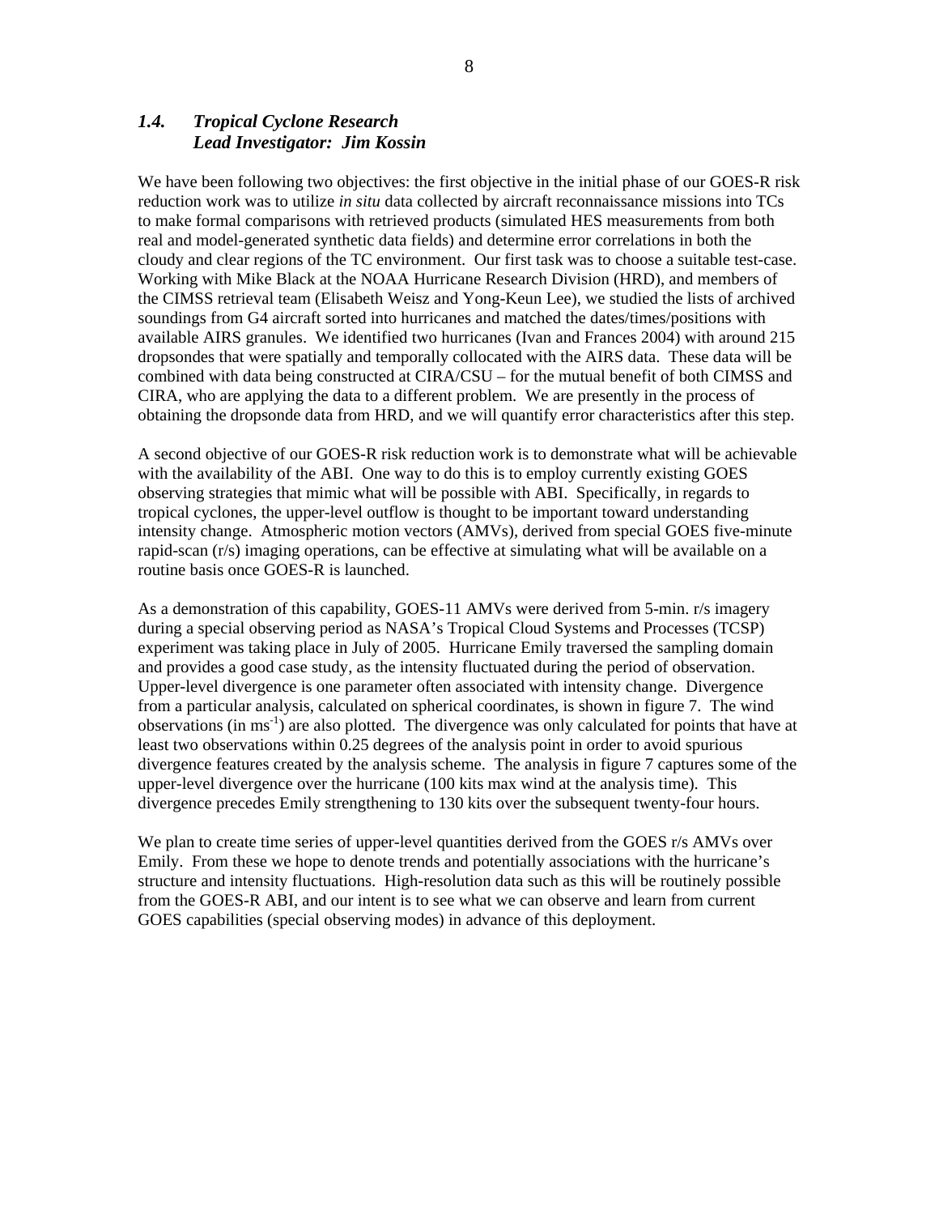### *1.4. Tropical Cyclone Research*
### *Lead Investigator: Jim Kossin*

We have been following two objectives: the first objective in the initial phase of our GOES-R risk reduction work was to utilize *in situ* data collected by aircraft reconnaissance missions into TCs to make formal comparisons with retrieved products (simulated HES measurements from both real and model-generated synthetic data fields) and determine error correlations in both the cloudy and clear regions of the TC environment. Our first task was to choose a suitable test-case. Working with Mike Black at the NOAA Hurricane Research Division (HRD), and members of the CIMSS retrieval team (Elisabeth Weisz and Yong-Keun Lee), we studied the lists of archived soundings from G4 aircraft sorted into hurricanes and matched the dates/times/positions with available AIRS granules. We identified two hurricanes (Ivan and Frances 2004) with around 215 dropsondes that were spatially and temporally collocated with the AIRS data. These data will be combined with data being constructed at CIRA/CSU – for the mutual benefit of both CIMSS and CIRA, who are applying the data to a different problem. We are presently in the process of obtaining the dropsonde data from HRD, and we will quantify error characteristics after this step.

A second objective of our GOES-R risk reduction work is to demonstrate what will be achievable with the availability of the ABI. One way to do this is to employ currently existing GOES observing strategies that mimic what will be possible with ABI. Specifically, in regards to tropical cyclones, the upper-level outflow is thought to be important toward understanding intensity change. Atmospheric motion vectors (AMVs), derived from special GOES five-minute rapid-scan (r/s) imaging operations, can be effective at simulating what will be available on a routine basis once GOES-R is launched.

As a demonstration of this capability, GOES-11 AMVs were derived from 5-min. r/s imagery during a special observing period as NASA's Tropical Cloud Systems and Processes (TCSP) experiment was taking place in July of 2005. Hurricane Emily traversed the sampling domain and provides a good case study, as the intensity fluctuated during the period of observation. Upper-level divergence is one parameter often associated with intensity change. Divergence from a particular analysis, calculated on spherical coordinates, is shown in figure 7. The wind observations (in $ms^{-1}$) are also plotted. The divergence was only calculated for points that have at least two observations within 0.25 degrees of the analysis point in order to avoid spurious divergence features created by the analysis scheme. The analysis in figure 7 captures some of the upper-level divergence over the hurricane (100 kits max wind at the analysis time). This divergence precedes Emily strengthening to 130 kits over the subsequent twenty-four hours.

We plan to create time series of upper-level quantities derived from the GOES r/s AMVs over Emily. From these we hope to denote trends and potentially associations with the hurricane's structure and intensity fluctuations. High-resolution data such as this will be routinely possible from the GOES-R ABI, and our intent is to see what we can observe and learn from current GOES capabilities (special observing modes) in advance of this deployment.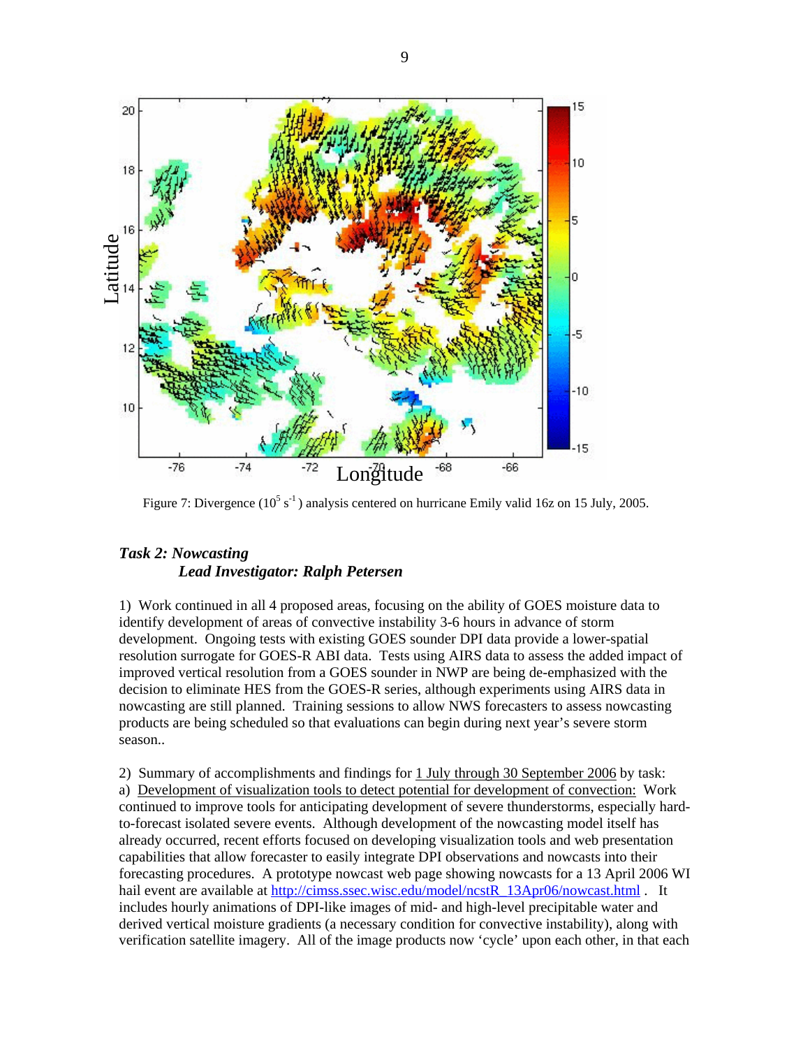Figure 7: Divergence ($10^5$ $s^{-1}$) analysis centered on hurricane Emily valid 16z on 15 July, 2005.

***Task 2: Nowcasting***
***Lead Investigator: Ralph Petersen***

1) Work continued in all 4 proposed areas, focusing on the ability of GOES moisture data to identify development of areas of convective instability 3-6 hours in advance of storm development. Ongoing tests with existing GOES sounder DPI data provide a lower-spatial resolution surrogate for GOES-R ABI data. Tests using AIRS data to assess the added impact of improved vertical resolution from a GOES sounder in NWP are being de-emphasized with the decision to eliminate HES from the GOES-R series, although experiments using AIRS data in nowcasting are still planned. Training sessions to allow NWS forecasters to assess nowcasting products are being scheduled so that evaluations can begin during next year's severe storm season..

2) Summary of accomplishments and findings for <u>1 July through 30 September 2006</u> by task:
a) <u>Development of visualization tools to detect potential for development of convection:</u> Work continued to improve tools for anticipating development of severe thunderstorms, especially hard-to-forecast isolated severe events. Although development of the nowcasting model itself has already occurred, recent efforts focused on developing visualization tools and web presentation capabilities that allow forecaster to easily integrate DPI observations and nowcasts into their forecasting procedures. A prototype nowcast web page showing nowcasts for a 13 April 2006 WI hail event are available at http://cimss.ssec.wisc.edu/model/ncstR_13Apr06/nowcast.html . It includes hourly animations of DPI-like images of mid- and high-level precipitable water and derived vertical moisture gradients (a necessary condition for convective instability), along with verification satellite imagery. All of the image products now 'cycle' upon each other, in that each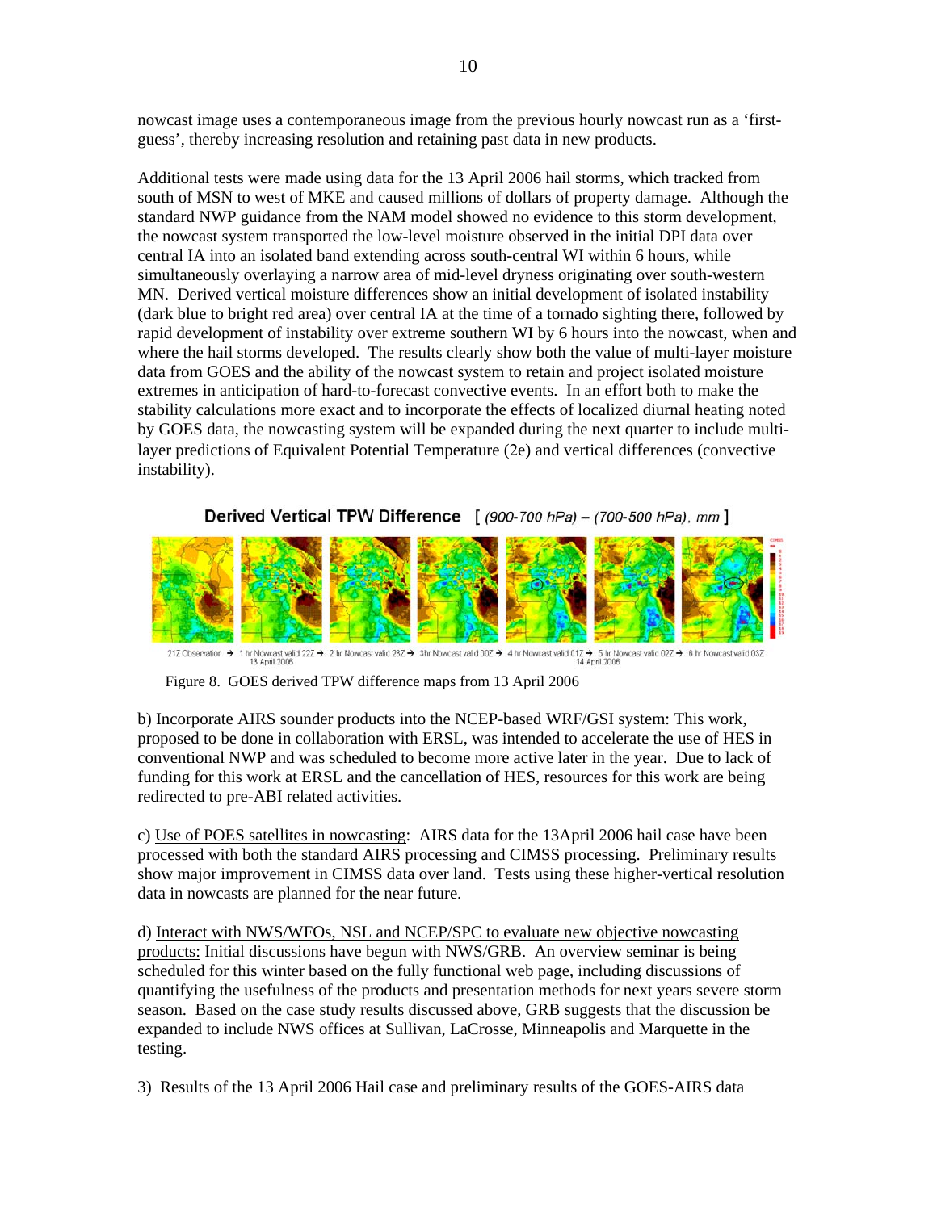nowcast image uses a contemporaneous image from the previous hourly nowcast run as a 'first-guess', thereby increasing resolution and retaining past data in new products.

Additional tests were made using data for the 13 April 2006 hail storms, which tracked from south of MSN to west of MKE and caused millions of dollars of property damage. Although the standard NWP guidance from the NAM model showed no evidence to this storm development, the nowcast system transported the low-level moisture observed in the initial DPI data over central IA into an isolated band extending across south-central WI within 6 hours, while simultaneously overlaying a narrow area of mid-level dryness originating over south-western MN. Derived vertical moisture differences show an initial development of isolated instability (dark blue to bright red area) over central IA at the time of a tornado sighting there, followed by rapid development of instability over extreme southern WI by 6 hours into the nowcast, when and where the hail storms developed. The results clearly show both the value of multi-layer moisture data from GOES and the ability of the nowcast system to retain and project isolated moisture extremes in anticipation of hard-to-forecast convective events. In an effort both to make the stability calculations more exact and to incorporate the effects of localized diurnal heating noted by GOES data, the nowcasting system will be expanded during the next quarter to include multi-layer predictions of Equivalent Potential Temperature (2e) and vertical differences (convective instability).

**Derived Vertical TPW Difference** [ *(900-700 hPa) – (700-500 hPa), mm* ]

21Z Observation → 1 hr Nowcast valid 22Z → 2 hr Nowcast valid 23Z → 3hr Nowcast valid 00Z → 4 hr Nowcast valid 01Z → 5 hr Nowcast valid 02Z → 6 hr Nowcast valid 03Z
13 April 2006 14 April 2006

Figure 8. GOES derived TPW difference maps from 13 April 2006

b) Incorporate AIRS sounder products into the NCEP-based WRF/GSI system: This work, proposed to be done in collaboration with ERSL, was intended to accelerate the use of HES in conventional NWP and was scheduled to become more active later in the year. Due to lack of funding for this work at ERSL and the cancellation of HES, resources for this work are being redirected to pre-ABI related activities.

c) Use of POES satellites in nowcasting: AIRS data for the 13April 2006 hail case have been processed with both the standard AIRS processing and CIMSS processing. Preliminary results show major improvement in CIMSS data over land. Tests using these higher-vertical resolution data in nowcasts are planned for the near future.

d) Interact with NWS/WFOs, NSL and NCEP/SPC to evaluate new objective nowcasting products: Initial discussions have begun with NWS/GRB. An overview seminar is being scheduled for this winter based on the fully functional web page, including discussions of quantifying the usefulness of the products and presentation methods for next years severe storm season. Based on the case study results discussed above, GRB suggests that the discussion be expanded to include NWS offices at Sullivan, LaCrosse, Minneapolis and Marquette in the testing.

3) Results of the 13 April 2006 Hail case and preliminary results of the GOES-AIRS data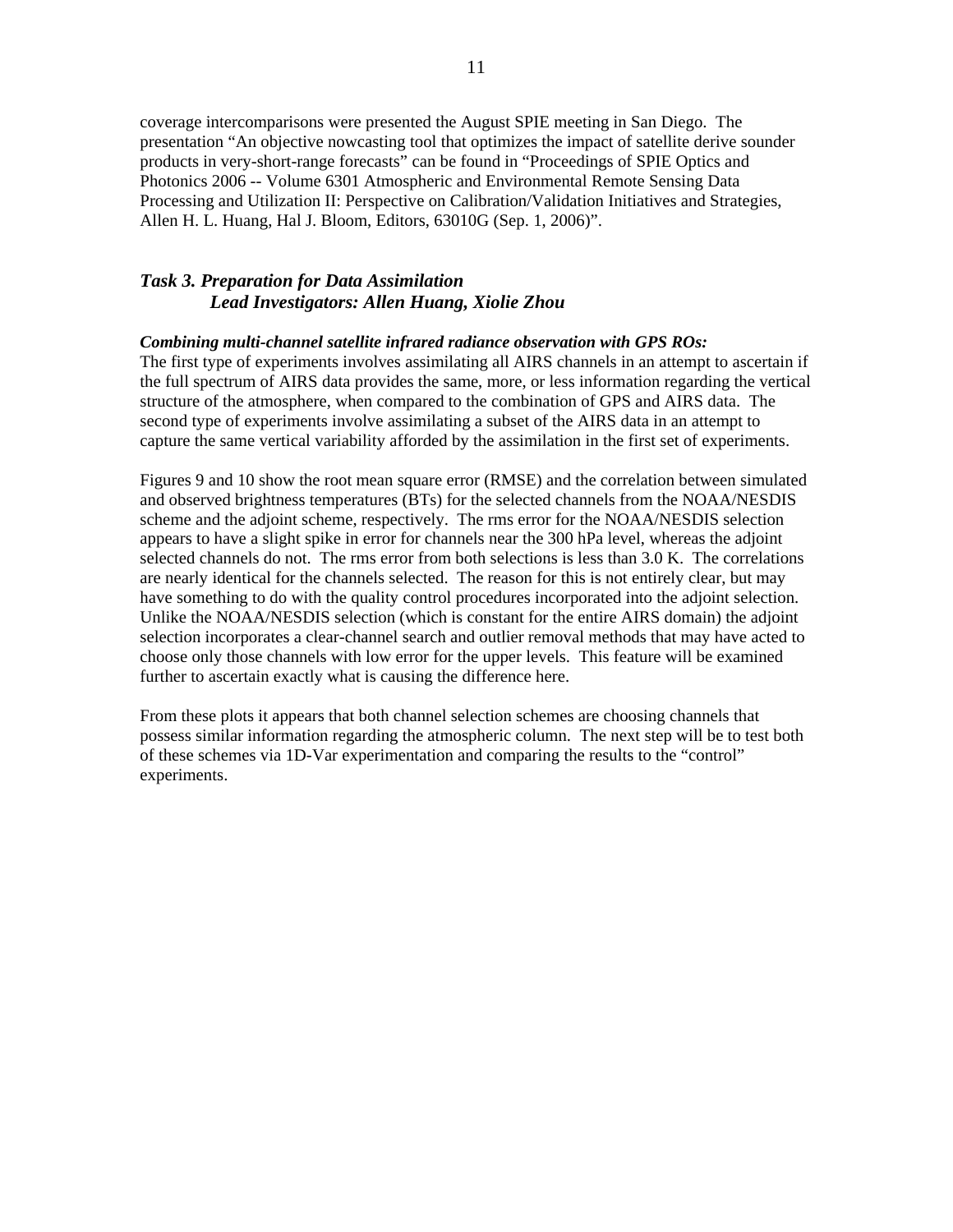coverage intercomparisons were presented the August SPIE meeting in San Diego. The presentation "An objective nowcasting tool that optimizes the impact of satellite derive sounder products in very-short-range forecasts" can be found in "Proceedings of SPIE Optics and Photonics 2006 -- Volume 6301 Atmospheric and Environmental Remote Sensing Data Processing and Utilization II: Perspective on Calibration/Validation Initiatives and Strategies, Allen H. L. Huang, Hal J. Bloom, Editors, 63010G (Sep. 1, 2006)".

### *Task 3. Preparation for Data Assimilation*
### *Lead Investigators: Allen Huang, Xiolie Zhou*

***Combining multi-channel satellite infrared radiance observation with GPS ROs:***
The first type of experiments involves assimilating all AIRS channels in an attempt to ascertain if the full spectrum of AIRS data provides the same, more, or less information regarding the vertical structure of the atmosphere, when compared to the combination of GPS and AIRS data. The second type of experiments involve assimilating a subset of the AIRS data in an attempt to capture the same vertical variability afforded by the assimilation in the first set of experiments.

Figures 9 and 10 show the root mean square error (RMSE) and the correlation between simulated and observed brightness temperatures (BTs) for the selected channels from the NOAA/NESDIS scheme and the adjoint scheme, respectively. The rms error for the NOAA/NESDIS selection appears to have a slight spike in error for channels near the 300 hPa level, whereas the adjoint selected channels do not. The rms error from both selections is less than 3.0 K. The correlations are nearly identical for the channels selected. The reason for this is not entirely clear, but may have something to do with the quality control procedures incorporated into the adjoint selection. Unlike the NOAA/NESDIS selection (which is constant for the entire AIRS domain) the adjoint selection incorporates a clear-channel search and outlier removal methods that may have acted to choose only those channels with low error for the upper levels. This feature will be examined further to ascertain exactly what is causing the difference here.

From these plots it appears that both channel selection schemes are choosing channels that possess similar information regarding the atmospheric column. The next step will be to test both of these schemes via 1D-Var experimentation and comparing the results to the "control" experiments.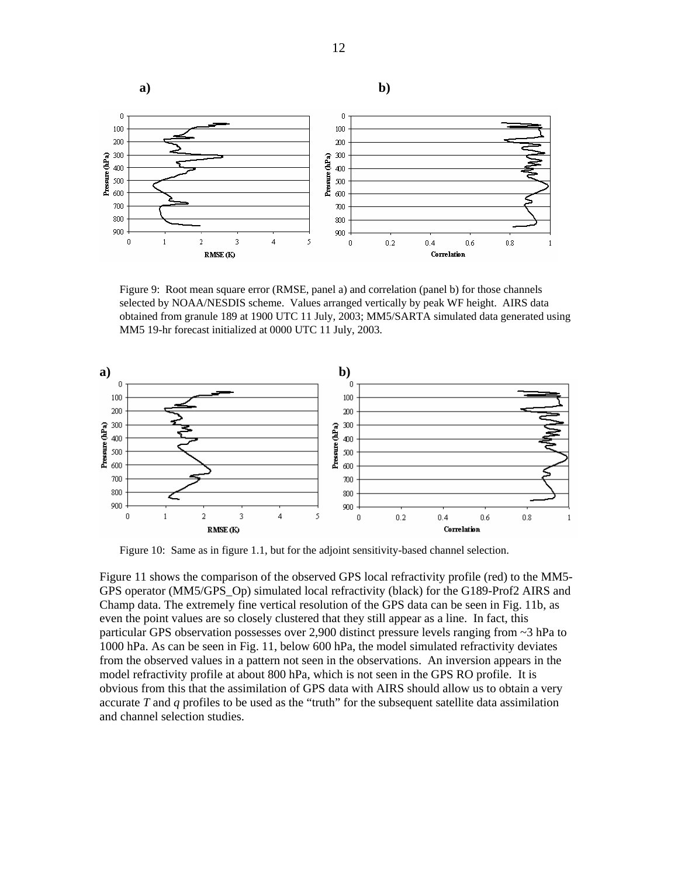Figure 9: Root mean square error (RMSE, panel a) and correlation (panel b) for those channels selected by NOAA/NESDIS scheme. Values arranged vertically by peak WF height. AIRS data obtained from granule 189 at 1900 UTC 11 July, 2003; MM5/SARTA simulated data generated using MM5 19-hr forecast initialized at 0000 UTC 11 July, 2003.

Figure 10: Same as in figure 1.1, but for the adjoint sensitivity-based channel selection.

Figure 11 shows the comparison of the observed GPS local refractivity profile (red) to the MM5-GPS operator (MM5/GPS_Op) simulated local refractivity (black) for the G189-Prof2 AIRS and Champ data. The extremely fine vertical resolution of the GPS data can be seen in Fig. 11b, as even the point values are so closely clustered that they still appear as a line. In fact, this particular GPS observation possesses over 2,900 distinct pressure levels ranging from ~3 hPa to 1000 hPa. As can be seen in Fig. 11, below 600 hPa, the model simulated refractivity deviates from the observed values in a pattern not seen in the observations. An inversion appears in the model refractivity profile at about 800 hPa, which is not seen in the GPS RO profile. It is obvious from this that the assimilation of GPS data with AIRS should allow us to obtain a very accurate $T$ and $q$ profiles to be used as the "truth" for the subsequent satellite data assimilation and channel selection studies.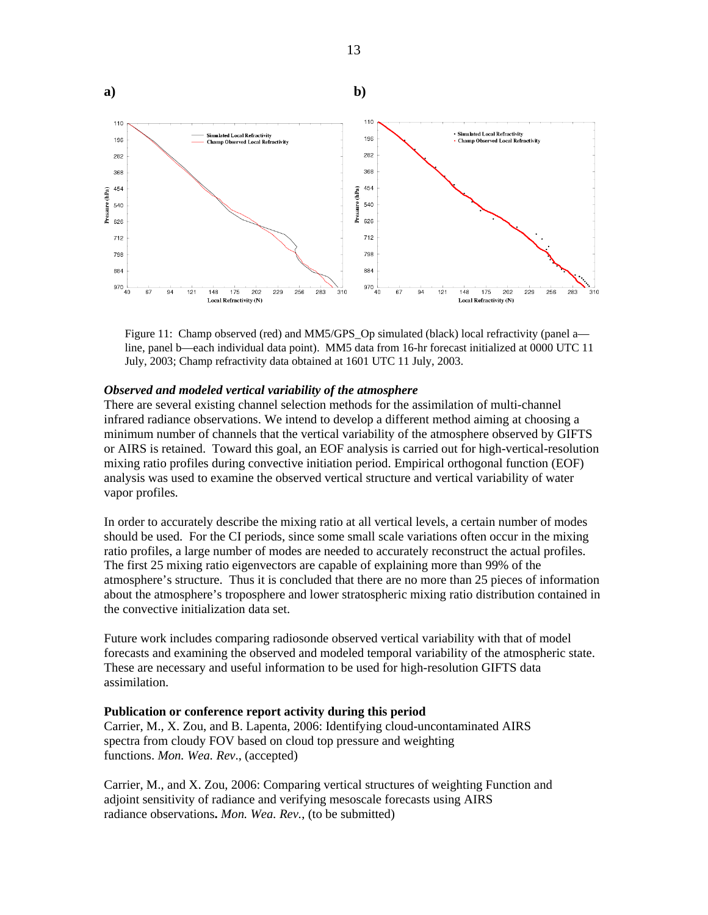a) b)

Figure 11: Champ observed (red) and MM5/GPS_Op simulated (black) local refractivity (panel a—line, panel b—each individual data point). MM5 data from 16-hr forecast initialized at 0000 UTC 11 July, 2003; Champ refractivity data obtained at 1601 UTC 11 July, 2003.

***Observed and modeled vertical variability of the atmosphere***

There are several existing channel selection methods for the assimilation of multi-channel infrared radiance observations. We intend to develop a different method aiming at choosing a minimum number of channels that the vertical variability of the atmosphere observed by GIFTS or AIRS is retained. Toward this goal, an EOF analysis is carried out for high-vertical-resolution mixing ratio profiles during convective initiation period. Empirical orthogonal function (EOF) analysis was used to examine the observed vertical structure and vertical variability of water vapor profiles.

In order to accurately describe the mixing ratio at all vertical levels, a certain number of modes should be used. For the CI periods, since some small scale variations often occur in the mixing ratio profiles, a large number of modes are needed to accurately reconstruct the actual profiles. The first 25 mixing ratio eigenvectors are capable of explaining more than 99% of the atmosphere's structure. Thus it is concluded that there are no more than 25 pieces of information about the atmosphere's troposphere and lower stratospheric mixing ratio distribution contained in the convective initialization data set.

Future work includes comparing radiosonde observed vertical variability with that of model forecasts and examining the observed and modeled temporal variability of the atmospheric state. These are necessary and useful information to be used for high-resolution GIFTS data assimilation.

**Publication or conference report activity during this period**

Carrier, M., X. Zou, and B. Lapenta, 2006: Identifying cloud-uncontaminated AIRS spectra from cloudy FOV based on cloud top pressure and weighting functions. *Mon. Wea. Rev*., (accepted)

Carrier, M., and X. Zou, 2006: Comparing vertical structures of weighting Function and adjoint sensitivity of radiance and verifying mesoscale forecasts using AIRS radiance observations**.** *Mon. Wea. Rev.,* (to be submitted)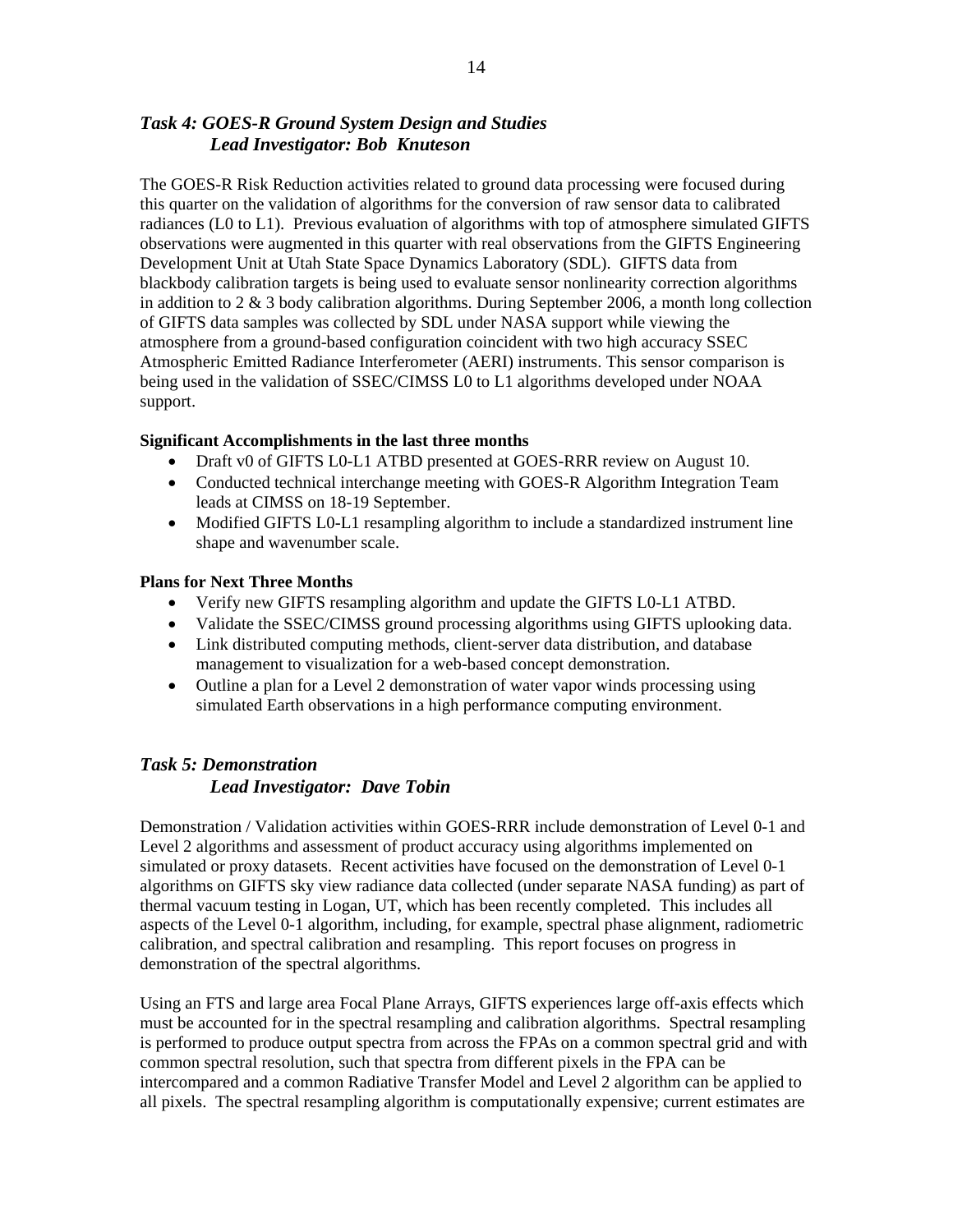### *Task 4: GOES-R Ground System Design and Studies*
### *Lead Investigator: Bob Knuteson*

The GOES-R Risk Reduction activities related to ground data processing were focused during this quarter on the validation of algorithms for the conversion of raw sensor data to calibrated radiances (L0 to L1). Previous evaluation of algorithms with top of atmosphere simulated GIFTS observations were augmented in this quarter with real observations from the GIFTS Engineering Development Unit at Utah State Space Dynamics Laboratory (SDL). GIFTS data from blackbody calibration targets is being used to evaluate sensor nonlinearity correction algorithms in addition to 2 & 3 body calibration algorithms. During September 2006, a month long collection of GIFTS data samples was collected by SDL under NASA support while viewing the atmosphere from a ground-based configuration coincident with two high accuracy SSEC Atmospheric Emitted Radiance Interferometer (AERI) instruments. This sensor comparison is being used in the validation of SSEC/CIMSS L0 to L1 algorithms developed under NOAA support.

**Significant Accomplishments in the last three months**

- Draft v0 of GIFTS L0-L1 ATBD presented at GOES-RRR review on August 10.
- Conducted technical interchange meeting with GOES-R Algorithm Integration Team leads at CIMSS on 18-19 September.
- Modified GIFTS L0-L1 resampling algorithm to include a standardized instrument line shape and wavenumber scale.

**Plans for Next Three Months**

- Verify new GIFTS resampling algorithm and update the GIFTS L0-L1 ATBD.
- Validate the SSEC/CIMSS ground processing algorithms using GIFTS uplooking data.
- Link distributed computing methods, client-server data distribution, and database management to visualization for a web-based concept demonstration.
- Outline a plan for a Level 2 demonstration of water vapor winds processing using simulated Earth observations in a high performance computing environment.

### *Task 5: Demonstration*
### *Lead Investigator: Dave Tobin*

Demonstration / Validation activities within GOES-RRR include demonstration of Level 0-1 and Level 2 algorithms and assessment of product accuracy using algorithms implemented on simulated or proxy datasets. Recent activities have focused on the demonstration of Level 0-1 algorithms on GIFTS sky view radiance data collected (under separate NASA funding) as part of thermal vacuum testing in Logan, UT, which has been recently completed. This includes all aspects of the Level 0-1 algorithm, including, for example, spectral phase alignment, radiometric calibration, and spectral calibration and resampling. This report focuses on progress in demonstration of the spectral algorithms.

Using an FTS and large area Focal Plane Arrays, GIFTS experiences large off-axis effects which must be accounted for in the spectral resampling and calibration algorithms. Spectral resampling is performed to produce output spectra from across the FPAs on a common spectral grid and with common spectral resolution, such that spectra from different pixels in the FPA can be intercompared and a common Radiative Transfer Model and Level 2 algorithm can be applied to all pixels. The spectral resampling algorithm is computationally expensive; current estimates are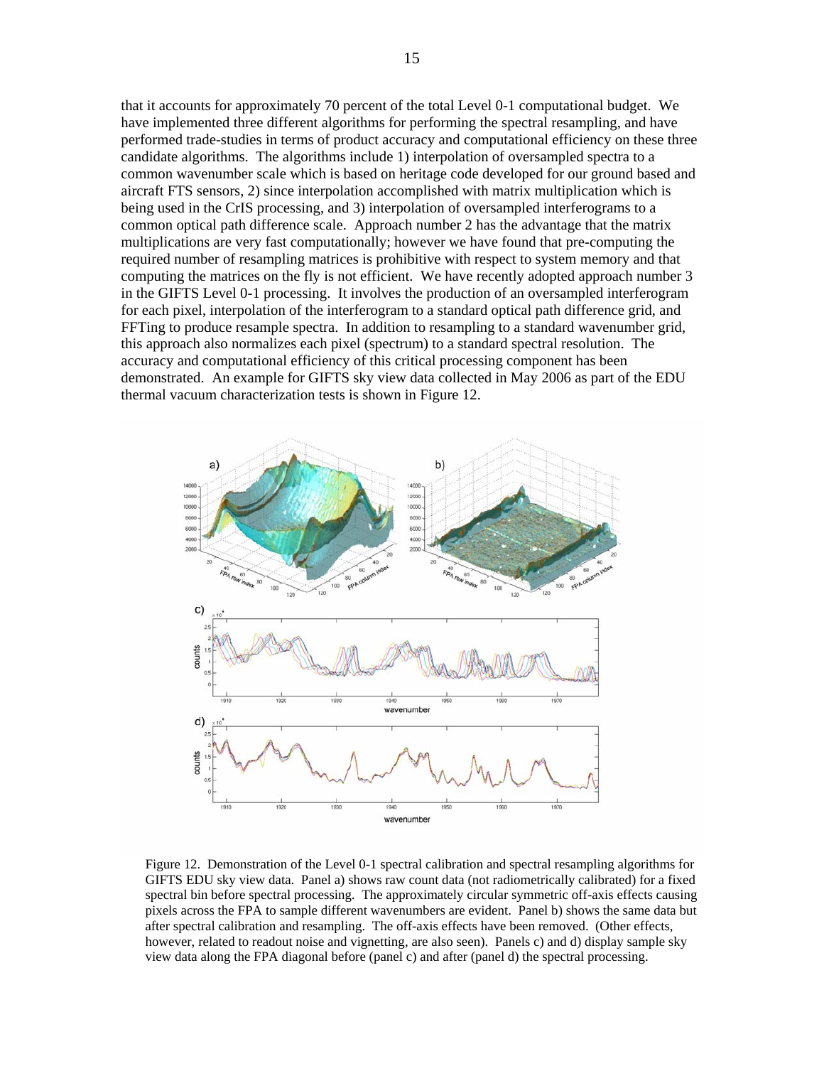that it accounts for approximately 70 percent of the total Level 0-1 computational budget. We have implemented three different algorithms for performing the spectral resampling, and have performed trade-studies in terms of product accuracy and computational efficiency on these three candidate algorithms. The algorithms include 1) interpolation of oversampled spectra to a common wavenumber scale which is based on heritage code developed for our ground based and aircraft FTS sensors, 2) sinc interpolation accomplished with matrix multiplication which is being used in the CrIS processing, and 3) interpolation of oversampled interferograms to a common optical path difference scale. Approach number 2 has the advantage that the matrix multiplications are very fast computationally; however we have found that pre-computing the required number of resampling matrices is prohibitive with respect to system memory and that computing the matrices on the fly is not efficient. We have recently adopted approach number 3 in the GIFTS Level 0-1 processing. It involves the production of an oversampled interferogram for each pixel, interpolation of the interferogram to a standard optical path difference grid, and FFTing to produce resample spectra. In addition to resampling to a standard wavenumber grid, this approach also normalizes each pixel (spectrum) to a standard spectral resolution. The accuracy and computational efficiency of this critical processing component has been demonstrated. An example for GIFTS sky view data collected in May 2006 as part of the EDU thermal vacuum characterization tests is shown in Figure 12.

Figure 12. Demonstration of the Level 0-1 spectral calibration and spectral resampling algorithms for GIFTS EDU sky view data. Panel a) shows raw count data (not radiometrically calibrated) for a fixed spectral bin before spectral processing. The approximately circular symmetric off-axis effects causing pixels across the FPA to sample different wavenumbers are evident. Panel b) shows the same data but after spectral calibration and resampling. The off-axis effects have been removed. (Other effects, however, related to readout noise and vignetting, are also seen). Panels c) and d) display sample sky view data along the FPA diagonal before (panel c) and after (panel d) the spectral processing.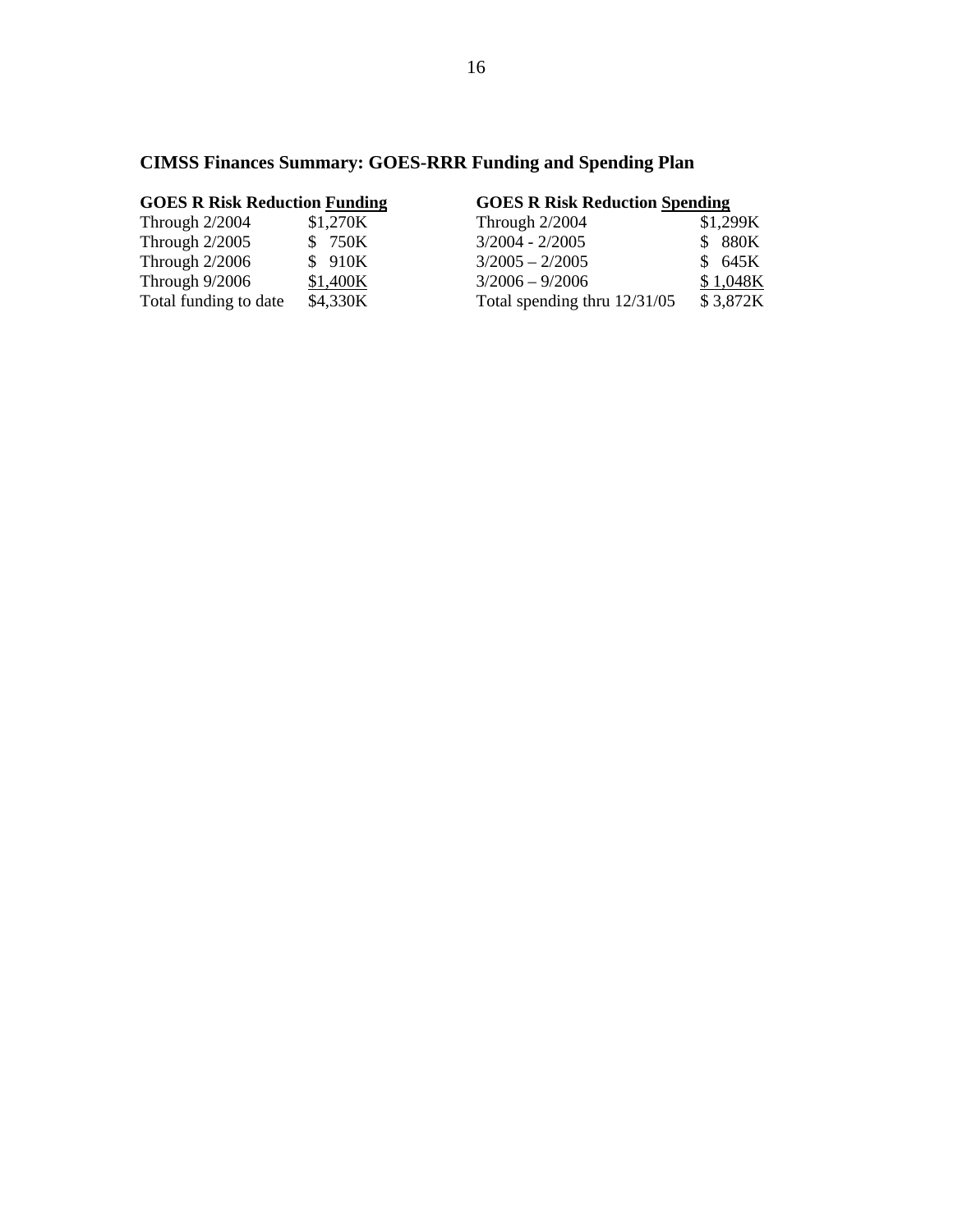## CIMSS Finances Summary: GOES-RRR Funding and Spending Plan

| GOES R Risk Reduction Funding | | GOES R Risk Reduction Spending | |
|---|---|---|---|
| Through 2/2004 | $1,270K | Through 2/2004 | $1,299K |
| Through 2/2005 | $ 750K | 3/2004 - 2/2005 | $ 880K |
| Through 2/2006 | $ 910K | 3/2005 – 2/2005 | $ 645K |
| Through 9/2006 | $1,400K | 3/2006 – 9/2006 | $ 1,048K |
| Total funding to date | $4,330K | Total spending thru 12/31/05 | $ 3,872K |